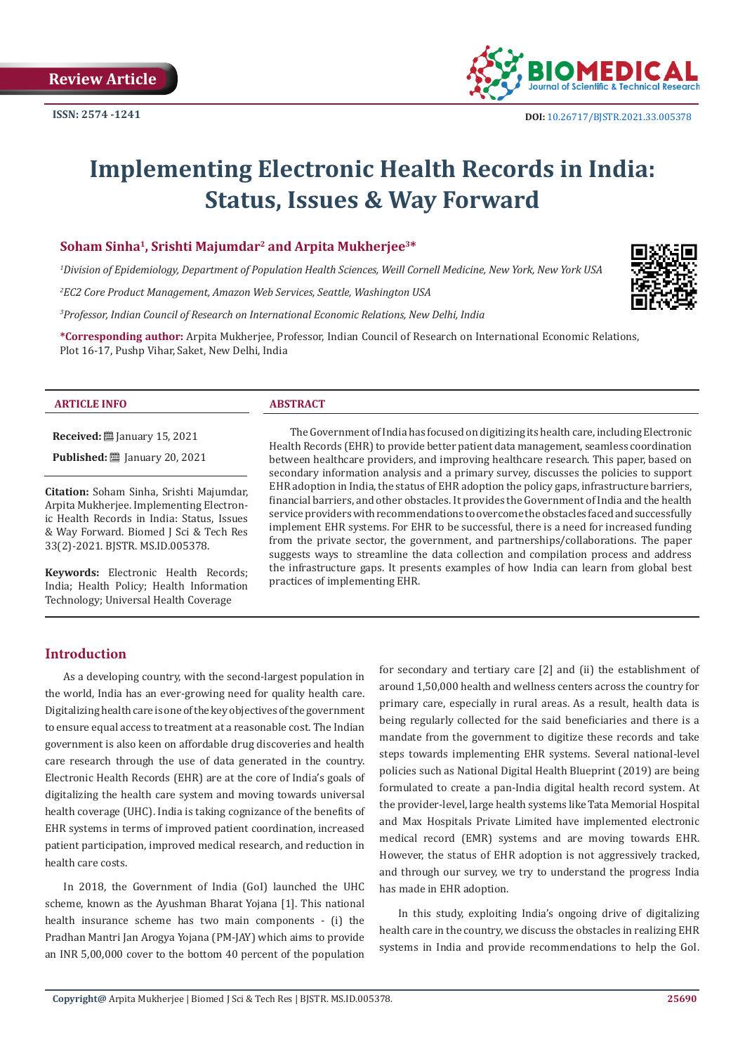Review Article

ISSN: 2574 -1241

DOI: 10.26717/BJSTR.2021.33.005378

# Implementing Electronic Health Records in India: Status, Issues & Way Forward

**Soham Sinha[1], Srishti Majumdar[2] and Arpita Mukherjee[3]\***

*[1]Division of Epidemiology, Department of Population Health Sciences, Weill Cornell Medicine, New York, New York USA*

*[2]EC2 Core Product Management, Amazon Web Services, Seattle, Washington USA*

*[3]Professor, Indian Council of Research on International Economic Relations, New Delhi, India*

**\*Corresponding author:** Arpita Mukherjee, Professor, Indian Council of Research on International Economic Relations, Plot 16-17, Pushp Vihar, Saket, New Delhi, India

**ARTICLE INFO**

**Received:** January 15, 2021

**Published:** January 20, 2021

**Citation:** Soham Sinha, Srishti Majumdar, Arpita Mukherjee. Implementing Electronic Health Records in India: Status, Issues & Way Forward. Biomed J Sci & Tech Res 33(2)-2021. BJSTR. MS.ID.005378.

**Keywords:** Electronic Health Records; India; Health Policy; Health Information Technology; Universal Health Coverage

**ABSTRACT**

The Government of India has focused on digitizing its health care, including Electronic Health Records (EHR) to provide better patient data management, seamless coordination between healthcare providers, and improving healthcare research. This paper, based on secondary information analysis and a primary survey, discusses the policies to support EHR adoption in India, the status of EHR adoption the policy gaps, infrastructure barriers, financial barriers, and other obstacles. It provides the Government of India and the health service providers with recommendations to overcome the obstacles faced and successfully implement EHR systems. For EHR to be successful, there is a need for increased funding from the private sector, the government, and partnerships/collaborations. The paper suggests ways to streamline the data collection and compilation process and address the infrastructure gaps. It presents examples of how India can learn from global best practices of implementing EHR.

## Introduction

As a developing country, with the second-largest population in the world, India has an ever-growing need for quality health care. Digitalizing health care is one of the key objectives of the government to ensure equal access to treatment at a reasonable cost. The Indian government is also keen on affordable drug discoveries and health care research through the use of data generated in the country. Electronic Health Records (EHR) are at the core of India's goals of digitalizing the health care system and moving towards universal health coverage (UHC). India is taking cognizance of the benefits of EHR systems in terms of improved patient coordination, increased patient participation, improved medical research, and reduction in health care costs.

In 2018, the Government of India (GoI) launched the UHC scheme, known as the Ayushman Bharat Yojana [1]. This national health insurance scheme has two main components - (i) the Pradhan Mantri Jan Arogya Yojana (PM-JAY) which aims to provide an INR 5,00,000 cover to the bottom 40 percent of the population for secondary and tertiary care [2] and (ii) the establishment of around 1,50,000 health and wellness centers across the country for primary care, especially in rural areas. As a result, health data is being regularly collected for the said beneficiaries and there is a mandate from the government to digitize these records and take steps towards implementing EHR systems. Several national-level policies such as National Digital Health Blueprint (2019) are being formulated to create a pan-India digital health record system. At the provider-level, large health systems like Tata Memorial Hospital and Max Hospitals Private Limited have implemented electronic medical record (EMR) systems and are moving towards EHR. However, the status of EHR adoption is not aggressively tracked, and through our survey, we try to understand the progress India has made in EHR adoption.

In this study, exploiting India's ongoing drive of digitalizing health care in the country, we discuss the obstacles in realizing EHR systems in India and provide recommendations to help the GoI.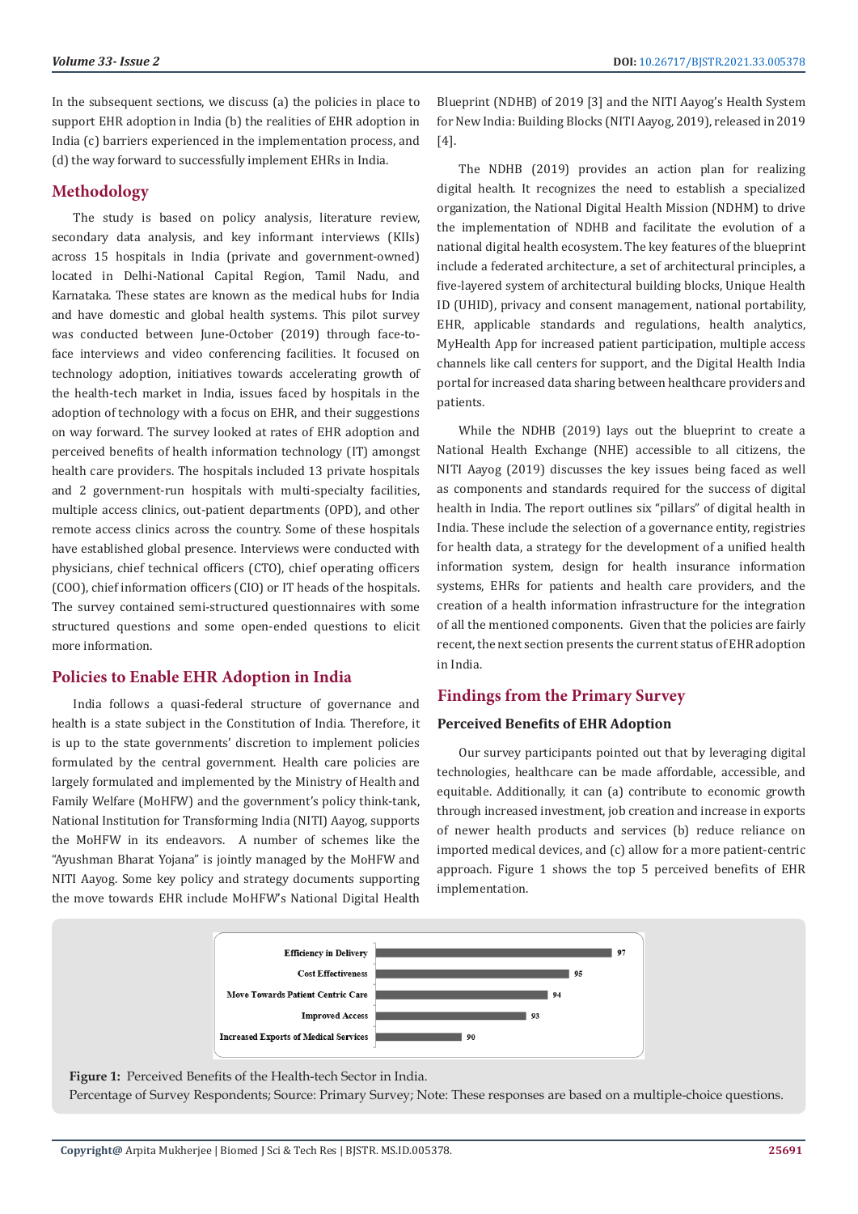In the subsequent sections, we discuss (a) the policies in place to support EHR adoption in India (b) the realities of EHR adoption in India (c) barriers experienced in the implementation process, and (d) the way forward to successfully implement EHRs in India.

## Methodology

The study is based on policy analysis, literature review, secondary data analysis, and key informant interviews (KIIs) across 15 hospitals in India (private and government-owned) located in Delhi-National Capital Region, Tamil Nadu, and Karnataka. These states are known as the medical hubs for India and have domestic and global health systems. This pilot survey was conducted between June-October (2019) through face-to-face interviews and video conferencing facilities. It focused on technology adoption, initiatives towards accelerating growth of the health-tech market in India, issues faced by hospitals in the adoption of technology with a focus on EHR, and their suggestions on way forward. The survey looked at rates of EHR adoption and perceived benefits of health information technology (IT) amongst health care providers. The hospitals included 13 private hospitals and 2 government-run hospitals with multi-specialty facilities, multiple access clinics, out-patient departments (OPD), and other remote access clinics across the country. Some of these hospitals have established global presence. Interviews were conducted with physicians, chief technical officers (CTO), chief operating officers (COO), chief information officers (CIO) or IT heads of the hospitals. The survey contained semi-structured questionnaires with some structured questions and some open-ended questions to elicit more information.

## Policies to Enable EHR Adoption in India

India follows a quasi-federal structure of governance and health is a state subject in the Constitution of India. Therefore, it is up to the state governments' discretion to implement policies formulated by the central government. Health care policies are largely formulated and implemented by the Ministry of Health and Family Welfare (MoHFW) and the government's policy think-tank, National Institution for Transforming India (NITI) Aayog, supports the MoHFW in its endeavors. A number of schemes like the "Ayushman Bharat Yojana" is jointly managed by the MoHFW and NITI Aayog. Some key policy and strategy documents supporting the move towards EHR include MoHFW's National Digital Health Blueprint (NDHB) of 2019 [3] and the NITI Aayog's Health System for New India: Building Blocks (NITI Aayog, 2019), released in 2019 [4].

The NDHB (2019) provides an action plan for realizing digital health. It recognizes the need to establish a specialized organization, the National Digital Health Mission (NDHM) to drive the implementation of NDHB and facilitate the evolution of a national digital health ecosystem. The key features of the blueprint include a federated architecture, a set of architectural principles, a five-layered system of architectural building blocks, Unique Health ID (UHID), privacy and consent management, national portability, EHR, applicable standards and regulations, health analytics, MyHealth App for increased patient participation, multiple access channels like call centers for support, and the Digital Health India portal for increased data sharing between healthcare providers and patients.

While the NDHB (2019) lays out the blueprint to create a National Health Exchange (NHE) accessible to all citizens, the NITI Aayog (2019) discusses the key issues being faced as well as components and standards required for the success of digital health in India. The report outlines six "pillars" of digital health in India. These include the selection of a governance entity, registries for health data, a strategy for the development of a unified health information system, design for health insurance information systems, EHRs for patients and health care providers, and the creation of a health information infrastructure for the integration of all the mentioned components. Given that the policies are fairly recent, the next section presents the current status of EHR adoption in India.

## Findings from the Primary Survey

### Perceived Benefits of EHR Adoption

Our survey participants pointed out that by leveraging digital technologies, healthcare can be made affordable, accessible, and equitable. Additionally, it can (a) contribute to economic growth through increased investment, job creation and increase in exports of newer health products and services (b) reduce reliance on imported medical devices, and (c) allow for a more patient-centric approach. Figure 1 shows the top 5 perceived benefits of EHR implementation.

| Benefit | Percentage |
|---|---|
| Efficiency in Delivery | 97 |
| Cost Effectiveness | 95 |
| Move Towards Patient Centric Care | 94 |
| Improved Access | 93 |
| Increased Exports of Medical Services | 90 |

**Figure 1:** Perceived Benefits of the Health-tech Sector in India.
Percentage of Survey Respondents; Source: Primary Survey; Note: These responses are based on a multiple-choice questions.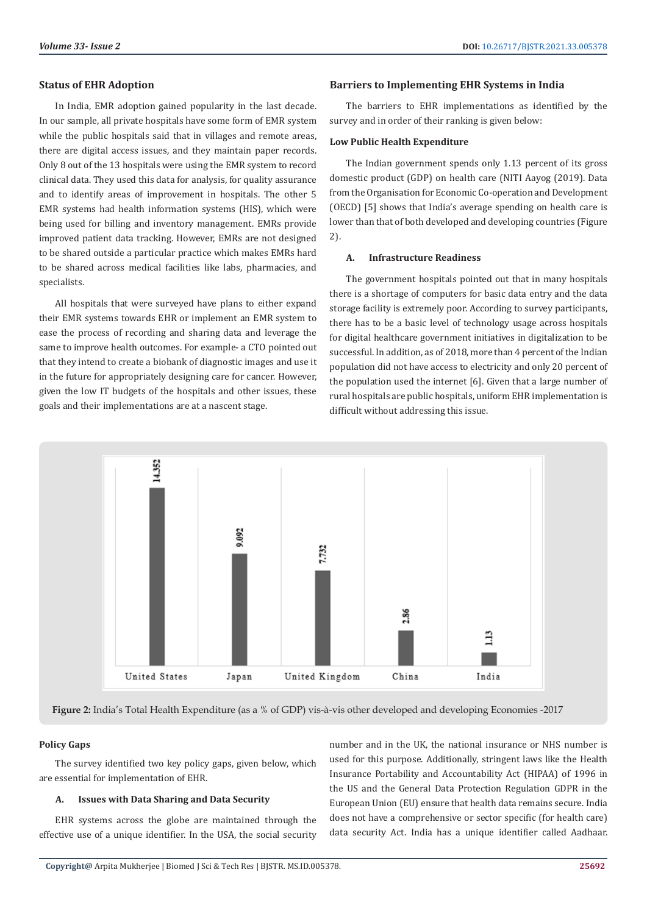### Status of EHR Adoption

In India, EMR adoption gained popularity in the last decade. In our sample, all private hospitals have some form of EMR system while the public hospitals said that in villages and remote areas, there are digital access issues, and they maintain paper records. Only 8 out of the 13 hospitals were using the EMR system to record clinical data. They used this data for analysis, for quality assurance and to identify areas of improvement in hospitals. The other 5 EMR systems had health information systems (HIS), which were being used for billing and inventory management. EMRs provide improved patient data tracking. However, EMRs are not designed to be shared outside a particular practice which makes EMRs hard to be shared across medical facilities like labs, pharmacies, and specialists.

All hospitals that were surveyed have plans to either expand their EMR systems towards EHR or implement an EMR system to ease the process of recording and sharing data and leverage the same to improve health outcomes. For example- a CTO pointed out that they intend to create a biobank of diagnostic images and use it in the future for appropriately designing care for cancer. However, given the low IT budgets of the hospitals and other issues, these goals and their implementations are at a nascent stage.

### Barriers to Implementing EHR Systems in India

The barriers to EHR implementations as identified by the survey and in order of their ranking is given below:

#### Low Public Health Expenditure

The Indian government spends only 1.13 percent of its gross domestic product (GDP) on health care (NITI Aayog (2019). Data from the Organisation for Economic Co-operation and Development (OECD) [5] shows that India's average spending on health care is lower than that of both developed and developing countries (Figure 2).

#### A. Infrastructure Readiness

The government hospitals pointed out that in many hospitals there is a shortage of computers for basic data entry and the data storage facility is extremely poor. According to survey participants, there has to be a basic level of technology usage across hospitals for digital healthcare government initiatives in digitalization to be successful. In addition, as of 2018, more than 4 percent of the Indian population did not have access to electricity and only 20 percent of the population used the internet [6]. Given that a large number of rural hospitals are public hospitals, uniform EHR implementation is difficult without addressing this issue.

| Country | Value |
|---|---|
| United States | 14.352 |
| Japan | 9.092 |
| United Kingdom | 7.732 |
| China | 2.86 |
| India | 1.13 |

**Figure 2:** India's Total Health Expenditure (as a % of GDP) vis-à-vis other developed and developing Economies -2017

#### Policy Gaps

The survey identified two key policy gaps, given below, which are essential for implementation of EHR.

#### A. Issues with Data Sharing and Data Security

EHR systems across the globe are maintained through the effective use of a unique identifier. In the USA, the social security number and in the UK, the national insurance or NHS number is used for this purpose. Additionally, stringent laws like the Health Insurance Portability and Accountability Act (HIPAA) of 1996 in the US and the General Data Protection Regulation GDPR in the European Union (EU) ensure that health data remains secure. India does not have a comprehensive or sector specific (for health care) data security Act. India has a unique identifier called Aadhaar.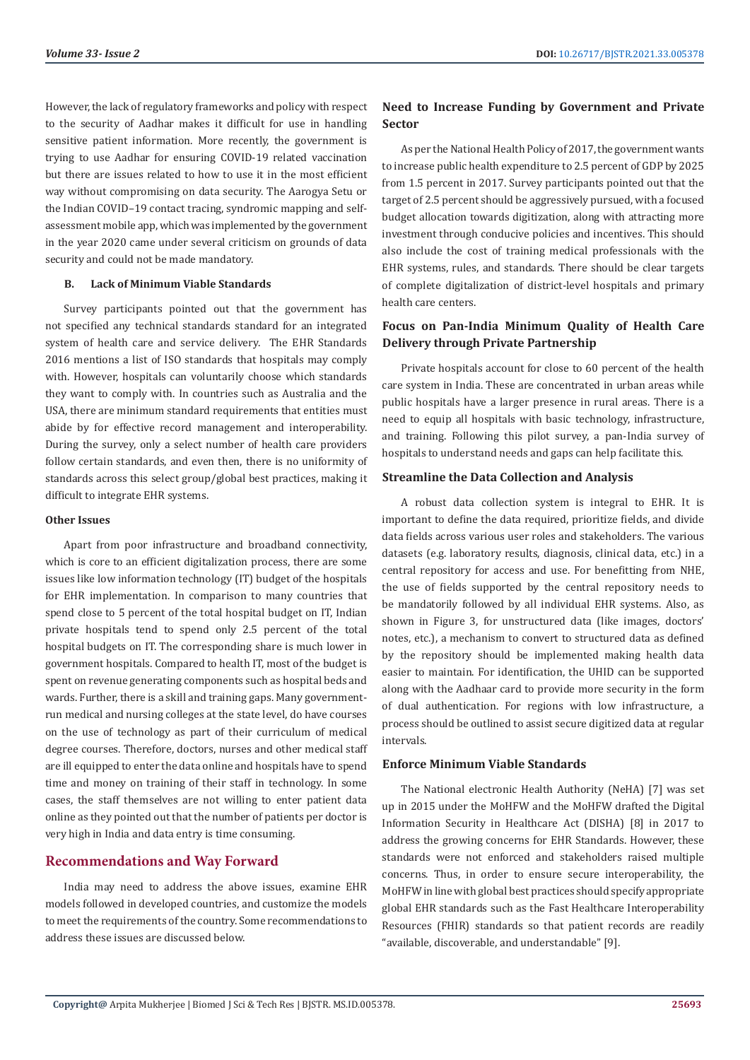However, the lack of regulatory frameworks and policy with respect to the security of Aadhar makes it difficult for use in handling sensitive patient information. More recently, the government is trying to use Aadhar for ensuring COVID-19 related vaccination but there are issues related to how to use it in the most efficient way without compromising on data security. The Aarogya Setu or the Indian COVID–19 contact tracing, syndromic mapping and self-assessment mobile app, which was implemented by the government in the year 2020 came under several criticism on grounds of data security and could not be made mandatory.

#### B. Lack of Minimum Viable Standards

Survey participants pointed out that the government has not specified any technical standards standard for an integrated system of health care and service delivery. The EHR Standards 2016 mentions a list of ISO standards that hospitals may comply with. However, hospitals can voluntarily choose which standards they want to comply with. In countries such as Australia and the USA, there are minimum standard requirements that entities must abide by for effective record management and interoperability. During the survey, only a select number of health care providers follow certain standards, and even then, there is no uniformity of standards across this select group/global best practices, making it difficult to integrate EHR systems.

#### Other Issues

Apart from poor infrastructure and broadband connectivity, which is core to an efficient digitalization process, there are some issues like low information technology (IT) budget of the hospitals for EHR implementation. In comparison to many countries that spend close to 5 percent of the total hospital budget on IT, Indian private hospitals tend to spend only 2.5 percent of the total hospital budgets on IT. The corresponding share is much lower in government hospitals. Compared to health IT, most of the budget is spent on revenue generating components such as hospital beds and wards. Further, there is a skill and training gaps. Many government-run medical and nursing colleges at the state level, do have courses on the use of technology as part of their curriculum of medical degree courses. Therefore, doctors, nurses and other medical staff are ill equipped to enter the data online and hospitals have to spend time and money on training of their staff in technology. In some cases, the staff themselves are not willing to enter patient data online as they pointed out that the number of patients per doctor is very high in India and data entry is time consuming.

## Recommendations and Way Forward

India may need to address the above issues, examine EHR models followed in developed countries, and customize the models to meet the requirements of the country. Some recommendations to address these issues are discussed below.

### Need to Increase Funding by Government and Private Sector

As per the National Health Policy of 2017, the government wants to increase public health expenditure to 2.5 percent of GDP by 2025 from 1.5 percent in 2017. Survey participants pointed out that the target of 2.5 percent should be aggressively pursued, with a focused budget allocation towards digitization, along with attracting more investment through conducive policies and incentives. This should also include the cost of training medical professionals with the EHR systems, rules, and standards. There should be clear targets of complete digitalization of district-level hospitals and primary health care centers.

### Focus on Pan-India Minimum Quality of Health Care Delivery through Private Partnership

Private hospitals account for close to 60 percent of the health care system in India. These are concentrated in urban areas while public hospitals have a larger presence in rural areas. There is a need to equip all hospitals with basic technology, infrastructure, and training. Following this pilot survey, a pan-India survey of hospitals to understand needs and gaps can help facilitate this.

### Streamline the Data Collection and Analysis

A robust data collection system is integral to EHR. It is important to define the data required, prioritize fields, and divide data fields across various user roles and stakeholders. The various datasets (e.g. laboratory results, diagnosis, clinical data, etc.) in a central repository for access and use. For benefitting from NHE, the use of fields supported by the central repository needs to be mandatorily followed by all individual EHR systems. Also, as shown in Figure 3, for unstructured data (like images, doctors' notes, etc.), a mechanism to convert to structured data as defined by the repository should be implemented making health data easier to maintain. For identification, the UHID can be supported along with the Aadhaar card to provide more security in the form of dual authentication. For regions with low infrastructure, a process should be outlined to assist secure digitized data at regular intervals.

### Enforce Minimum Viable Standards

The National electronic Health Authority (NeHA) [7] was set up in 2015 under the MoHFW and the MoHFW drafted the Digital Information Security in Healthcare Act (DISHA) [8] in 2017 to address the growing concerns for EHR Standards. However, these standards were not enforced and stakeholders raised multiple concerns. Thus, in order to ensure secure interoperability, the MoHFW in line with global best practices should specify appropriate global EHR standards such as the Fast Healthcare Interoperability Resources (FHIR) standards so that patient records are readily "available, discoverable, and understandable" [9].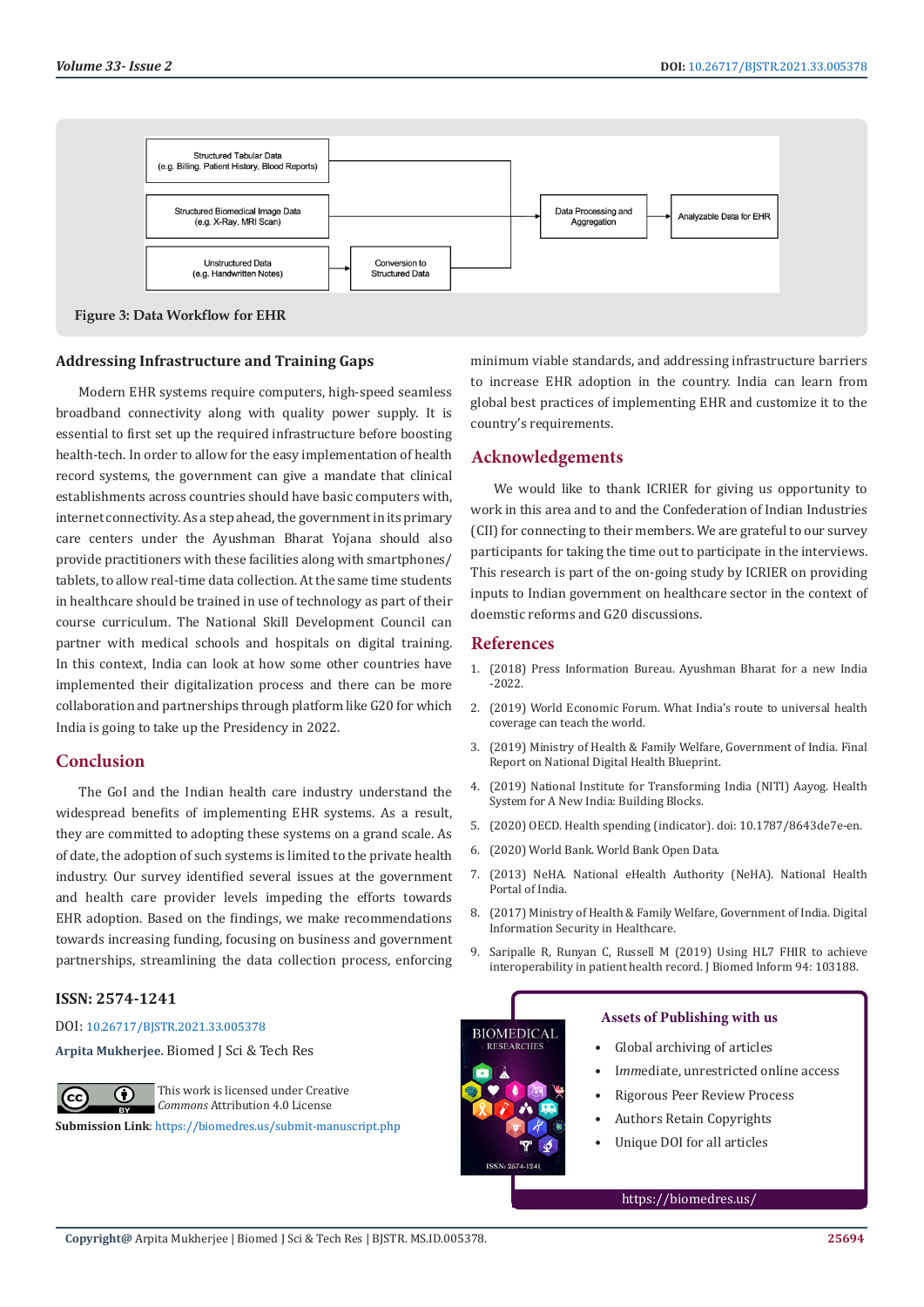Structured Tabular Data
(e.g. Billing, Patient History, Blood Reports)

Structured Biomedical Image Data
(e.g. X-Ray, MRI Scan)

Unstructured Data
(e.g. Handwritten Notes)

Conversion to
Structured Data

Data Processing and
Aggregation

Analyzable Data for EHR

**Figure 3: Data Workflow for EHR**

### Addressing Infrastructure and Training Gaps

Modern EHR systems require computers, high-speed seamless broadband connectivity along with quality power supply. It is essential to first set up the required infrastructure before boosting health-tech. In order to allow for the easy implementation of health record systems, the government can give a mandate that clinical establishments across countries should have basic computers with, internet connectivity. As a step ahead, the government in its primary care centers under the Ayushman Bharat Yojana should also provide practitioners with these facilities along with smartphones/ tablets, to allow real-time data collection. At the same time students in healthcare should be trained in use of technology as part of their course curriculum. The National Skill Development Council can partner with medical schools and hospitals on digital training. In this context, India can look at how some other countries have implemented their digitalization process and there can be more collaboration and partnerships through platform like G20 for which India is going to take up the Presidency in 2022.

## Conclusion

The GoI and the Indian health care industry understand the widespread benefits of implementing EHR systems. As a result, they are committed to adopting these systems on a grand scale. As of date, the adoption of such systems is limited to the private health industry. Our survey identified several issues at the government and health care provider levels impeding the efforts towards EHR adoption. Based on the findings, we make recommendations towards increasing funding, focusing on business and government partnerships, streamlining the data collection process, enforcing minimum viable standards, and addressing infrastructure barriers to increase EHR adoption in the country. India can learn from global best practices of implementing EHR and customize it to the country's requirements.

## Acknowledgements

We would like to thank ICRIER for giving us opportunity to work in this area and to and the Confederation of Indian Industries (CII) for connecting to their members. We are grateful to our survey participants for taking the time out to participate in the interviews. This research is part of the on-going study by ICRIER on providing inputs to Indian government on healthcare sector in the context of doemstic reforms and G20 discussions.

## References

1. (2018) Press Information Bureau. Ayushman Bharat for a new India -2022.
2. (2019) World Economic Forum. What India's route to universal health coverage can teach the world.
3. (2019) Ministry of Health & Family Welfare, Government of India. Final Report on National Digital Health Blueprint.
4. (2019) National Institute for Transforming India (NITI) Aayog. Health System for A New India: Building Blocks.
5. (2020) OECD. Health spending (indicator). doi: 10.1787/8643de7e-en.
6. (2020) World Bank. World Bank Open Data.
7. (2013) NeHA. National eHealth Authority (NeHA). National Health Portal of India.
8. (2017) Ministry of Health & Family Welfare, Government of India. Digital Information Security in Healthcare.
9. Saripalle R, Runyan C, Russell M (2019) Using HL7 FHIR to achieve interoperability in patient health record. J Biomed Inform 94: 103188.

**ISSN: 2574-1241**

DOI: 10.26717/BJSTR.2021.33.005378

**Arpita Mukherjee.** Biomed J Sci & Tech Res

This work is licensed under Creative *Commons* Attribution 4.0 License

**Submission Link**: https://biomedres.us/submit-manuscript.php

**Assets of Publishing with us**

- Global archiving of articles
- Immediate, unrestricted online access
- Rigorous Peer Review Process
- Authors Retain Copyrights
- Unique DOI for all articles

https://biomedres.us/